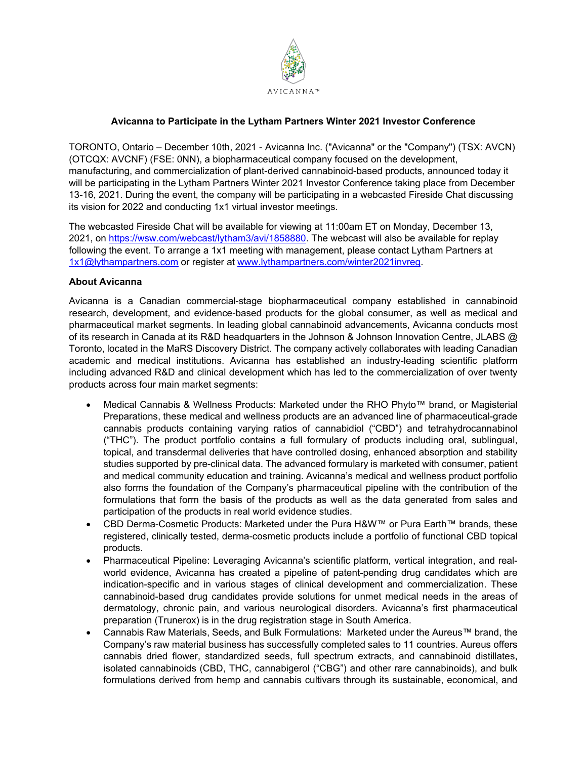AVICANNA™

# Avicanna to Participate in the Lytham Partners Winter 2021 Investor Conference

TORONTO, Ontario – December 10th, 2021 - Avicanna Inc. ("Avicanna" or the "Company") (TSX: AVCN) (OTCQX: AVCNF) (FSE: 0NN), a biopharmaceutical company focused on the development, manufacturing, and commercialization of plant-derived cannabinoid-based products, announced today it will be participating in the Lytham Partners Winter 2021 Investor Conference taking place from December 13-16, 2021. During the event, the company will be participating in a webcasted Fireside Chat discussing its vision for 2022 and conducting 1x1 virtual investor meetings.

The webcasted Fireside Chat will be available for viewing at 11:00am ET on Monday, December 13, 2021, on https://wsw.com/webcast/lytham3/avi/1858880. The webcast will also be available for replay following the event. To arrange a 1x1 meeting with management, please contact Lytham Partners at 1x1@lythampartners.com or register at www.lythampartners.com/winter2021invreg.

**About Avicanna**

Avicanna is a Canadian commercial-stage biopharmaceutical company established in cannabinoid research, development, and evidence-based products for the global consumer, as well as medical and pharmaceutical market segments. In leading global cannabinoid advancements, Avicanna conducts most of its research in Canada at its R&D headquarters in the Johnson & Johnson Innovation Centre, JLABS @ Toronto, located in the MaRS Discovery District. The company actively collaborates with leading Canadian academic and medical institutions. Avicanna has established an industry-leading scientific platform including advanced R&D and clinical development which has led to the commercialization of over twenty products across four main market segments:

- Medical Cannabis & Wellness Products: Marketed under the RHO Phyto™ brand, or Magisterial Preparations, these medical and wellness products are an advanced line of pharmaceutical-grade cannabis products containing varying ratios of cannabidiol ("CBD") and tetrahydrocannabinol ("THC"). The product portfolio contains a full formulary of products including oral, sublingual, topical, and transdermal deliveries that have controlled dosing, enhanced absorption and stability studies supported by pre-clinical data. The advanced formulary is marketed with consumer, patient and medical community education and training. Avicanna's medical and wellness product portfolio also forms the foundation of the Company's pharmaceutical pipeline with the contribution of the formulations that form the basis of the products as well as the data generated from sales and participation of the products in real world evidence studies.
- CBD Derma-Cosmetic Products: Marketed under the Pura H&W™ or Pura Earth™ brands, these registered, clinically tested, derma-cosmetic products include a portfolio of functional CBD topical products.
- Pharmaceutical Pipeline: Leveraging Avicanna's scientific platform, vertical integration, and real-world evidence, Avicanna has created a pipeline of patent-pending drug candidates which are indication-specific and in various stages of clinical development and commercialization. These cannabinoid-based drug candidates provide solutions for unmet medical needs in the areas of dermatology, chronic pain, and various neurological disorders. Avicanna's first pharmaceutical preparation (Trunerox) is in the drug registration stage in South America.
- Cannabis Raw Materials, Seeds, and Bulk Formulations: Marketed under the Aureus™ brand, the Company's raw material business has successfully completed sales to 11 countries. Aureus offers cannabis dried flower, standardized seeds, full spectrum extracts, and cannabinoid distillates, isolated cannabinoids (CBD, THC, cannabigerol ("CBG") and other rare cannabinoids), and bulk formulations derived from hemp and cannabis cultivars through its sustainable, economical, and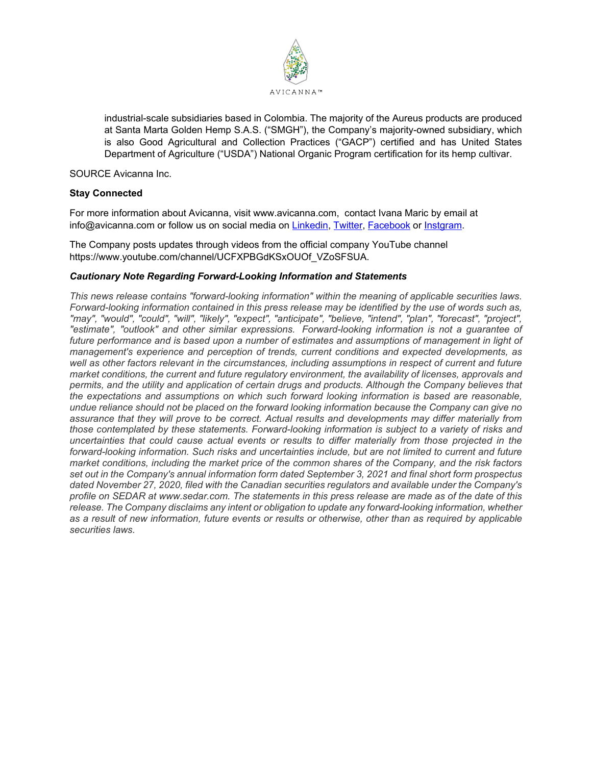industrial-scale subsidiaries based in Colombia. The majority of the Aureus products are produced at Santa Marta Golden Hemp S.A.S. ("SMGH"), the Company's majority-owned subsidiary, which is also Good Agricultural and Collection Practices ("GACP") certified and has United States Department of Agriculture ("USDA") National Organic Program certification for its hemp cultivar.

SOURCE Avicanna Inc.

**Stay Connected**

For more information about Avicanna, visit www.avicanna.com, contact Ivana Maric by email at info@avicanna.com or follow us on social media on Linkedin, Twitter, Facebook or Instgram.

The Company posts updates through videos from the official company YouTube channel https://www.youtube.com/channel/UCFXPBGdKSxOUOf_VZoSFSUA.

***Cautionary Note Regarding Forward-Looking Information and Statements***

*This news release contains "forward-looking information" within the meaning of applicable securities laws. Forward-looking information contained in this press release may be identified by the use of words such as, "may", "would", "could", "will", "likely", "expect", "anticipate", "believe, "intend", "plan", "forecast", "project", "estimate", "outlook" and other similar expressions. Forward-looking information is not a guarantee of future performance and is based upon a number of estimates and assumptions of management in light of management's experience and perception of trends, current conditions and expected developments, as well as other factors relevant in the circumstances, including assumptions in respect of current and future market conditions, the current and future regulatory environment, the availability of licenses, approvals and permits, and the utility and application of certain drugs and products. Although the Company believes that the expectations and assumptions on which such forward looking information is based are reasonable, undue reliance should not be placed on the forward looking information because the Company can give no assurance that they will prove to be correct. Actual results and developments may differ materially from those contemplated by these statements. Forward-looking information is subject to a variety of risks and uncertainties that could cause actual events or results to differ materially from those projected in the forward-looking information. Such risks and uncertainties include, but are not limited to current and future market conditions, including the market price of the common shares of the Company, and the risk factors set out in the Company's annual information form dated September 3, 2021 and final short form prospectus dated November 27, 2020, filed with the Canadian securities regulators and available under the Company's profile on SEDAR at www.sedar.com. The statements in this press release are made as of the date of this release. The Company disclaims any intent or obligation to update any forward-looking information, whether as a result of new information, future events or results or otherwise, other than as required by applicable securities laws.*